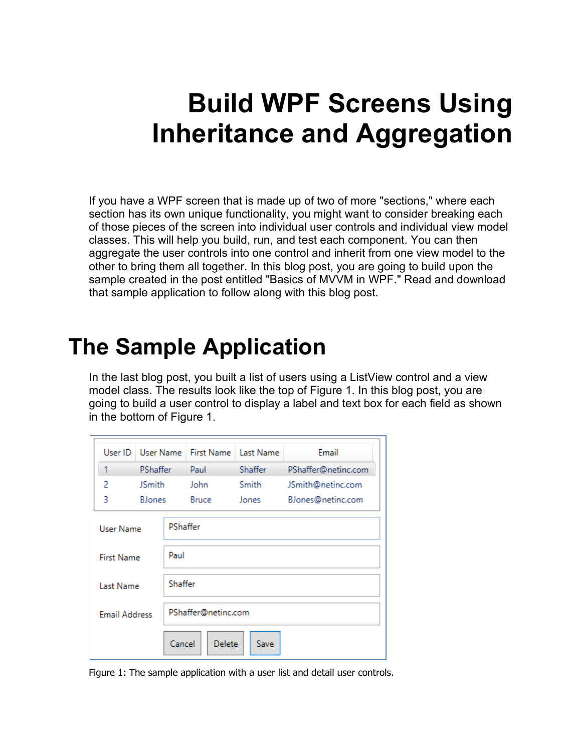# Build WPF Screens Using Inheritance and Aggregation

If you have a WPF screen that is made up of two of more "sections," where each section has its own unique functionality, you might want to consider breaking each of those pieces of the screen into individual user controls and individual view model classes. This will help you build, run, and test each component. You can then aggregate the user controls into one control and inherit from one view model to the other to bring them all together. In this blog post, you are going to build upon the sample created in the post entitled "Basics of MVVM in WPF." Read and download that sample application to follow along with this blog post.

## The Sample Application

In the last blog post, you built a list of users using a ListView control and a view model class. The results look like the top of Figure 1. In this blog post, you are going to build a user control to display a label and text box for each field as shown in the bottom of Figure 1.

Figure 1: The sample application with a user list and detail user controls.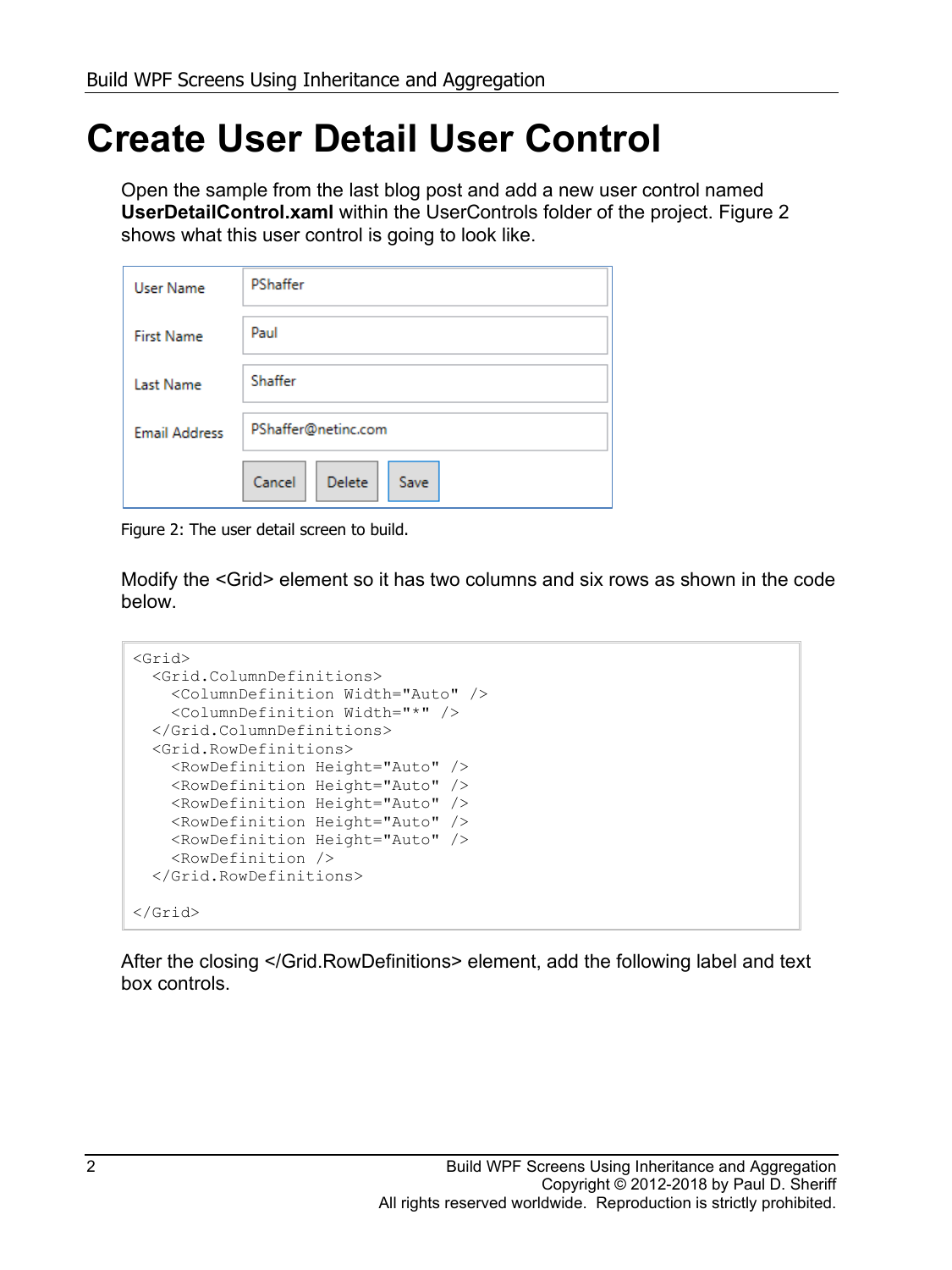# Create User Detail User Control

Open the sample from the last blog post and add a new user control named **UserDetailControl.xaml** within the UserControls folder of the project. Figure 2 shows what this user control is going to look like.

Figure 2: The user detail screen to build.

Modify the <Grid> element so it has two columns and six rows as shown in the code below.

```
<Grid>
  <Grid.ColumnDefinitions>
    <ColumnDefinition Width="Auto" />
    <ColumnDefinition Width="*" />
  </Grid.ColumnDefinitions>
  <Grid.RowDefinitions>
    <RowDefinition Height="Auto" />
    <RowDefinition Height="Auto" />
    <RowDefinition Height="Auto" />
    <RowDefinition Height="Auto" />
    <RowDefinition Height="Auto" />
    <RowDefinition />
  </Grid.RowDefinitions>

</Grid>
```

After the closing </Grid.RowDefinitions> element, add the following label and text box controls.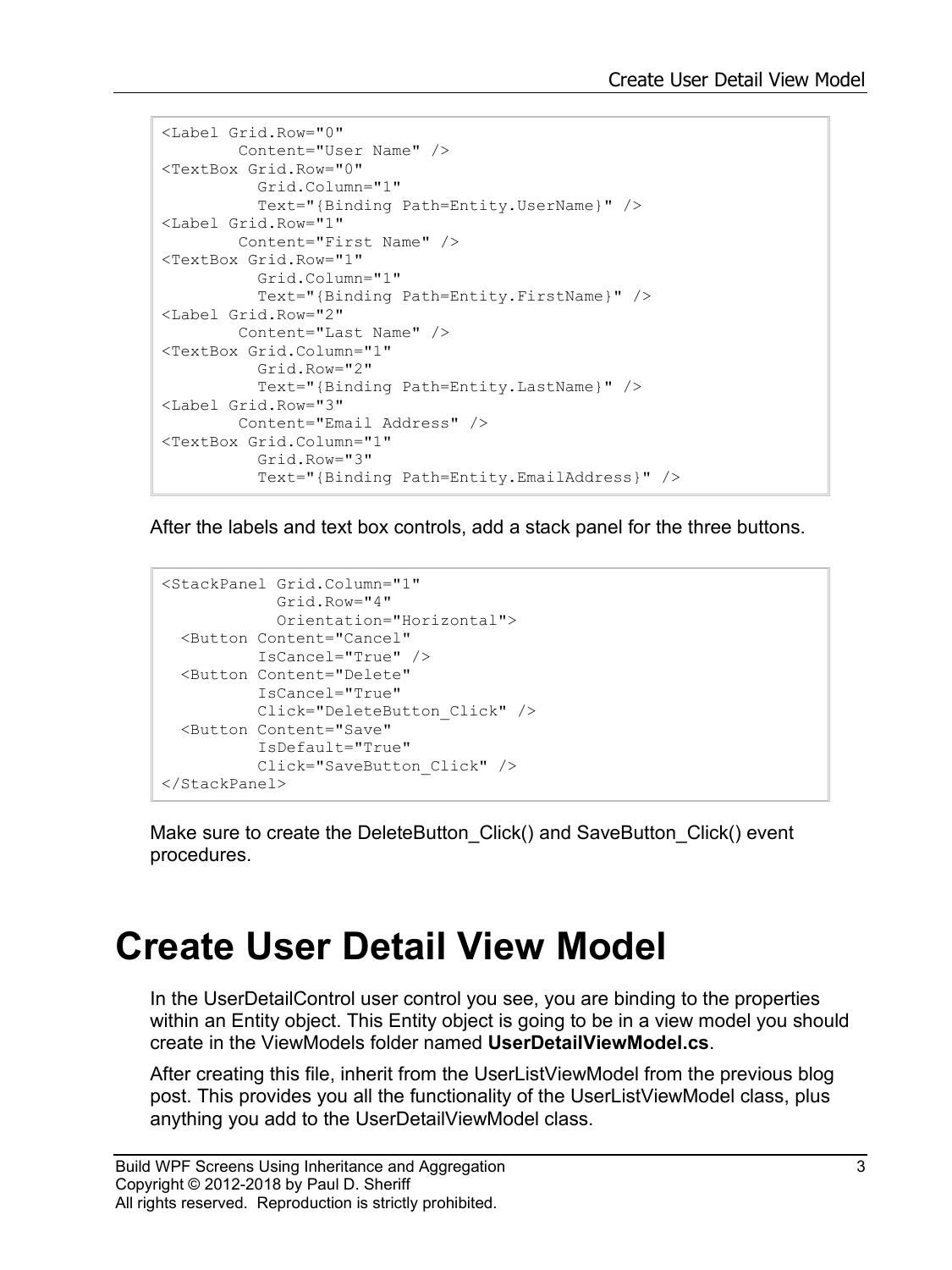```
<Label Grid.Row="0"
       Content="User Name" />
<TextBox Grid.Row="0"
         Grid.Column="1"
         Text="{Binding Path=Entity.UserName}" />
<Label Grid.Row="1"
       Content="First Name" />
<TextBox Grid.Row="1"
         Grid.Column="1"
         Text="{Binding Path=Entity.FirstName}" />
<Label Grid.Row="2"
       Content="Last Name" />
<TextBox Grid.Column="1"
         Grid.Row="2"
         Text="{Binding Path=Entity.LastName}" />
<Label Grid.Row="3"
       Content="Email Address" />
<TextBox Grid.Column="1"
         Grid.Row="3"
         Text="{Binding Path=Entity.EmailAddress}" />
```

After the labels and text box controls, add a stack panel for the three buttons.

```
<StackPanel Grid.Column="1"
            Grid.Row="4"
            Orientation="Horizontal">
  <Button Content="Cancel"
          IsCancel="True" />
  <Button Content="Delete"
          IsCancel="True"
          Click="DeleteButton_Click" />
  <Button Content="Save"
          IsDefault="True"
          Click="SaveButton_Click" />
</StackPanel>
```

Make sure to create the DeleteButton_Click() and SaveButton_Click() event procedures.

# Create User Detail View Model

In the UserDetailControl user control you see, you are binding to the properties within an Entity object. This Entity object is going to be in a view model you should create in the ViewModels folder named **UserDetailViewModel.cs**.

After creating this file, inherit from the UserListViewModel from the previous blog post. This provides you all the functionality of the UserListViewModel class, plus anything you add to the UserDetailViewModel class.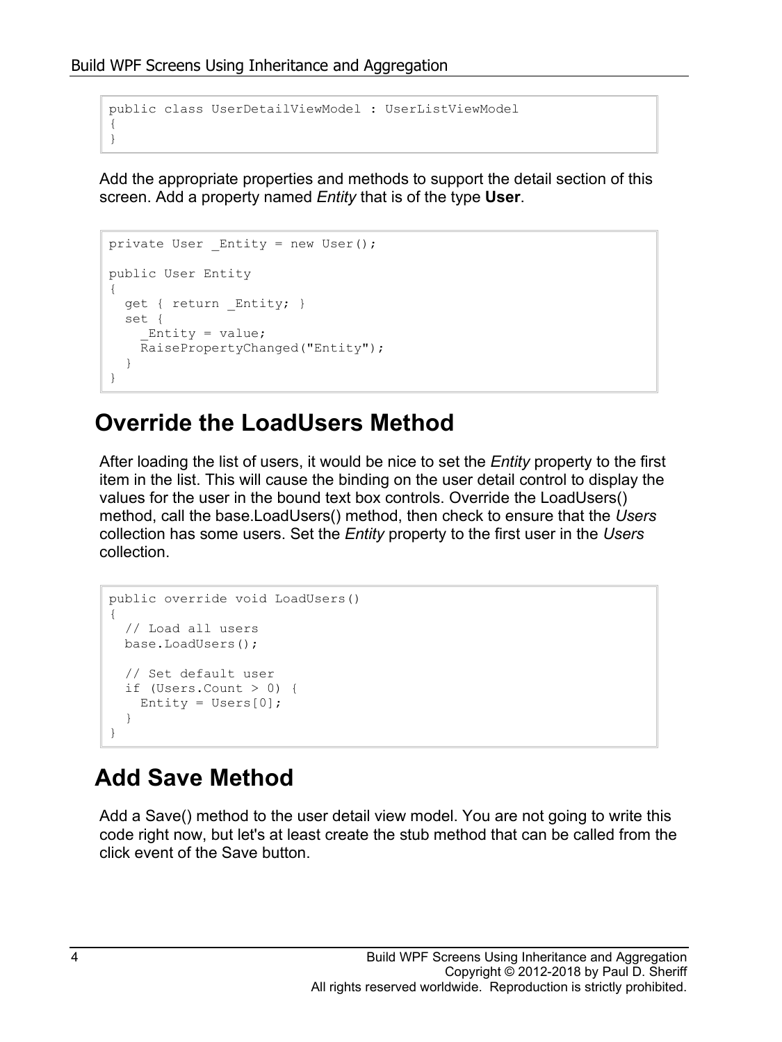```
public class UserDetailViewModel : UserListViewModel
{
}
```

Add the appropriate properties and methods to support the detail section of this screen. Add a property named *Entity* that is of the type **User**.

```
private User _Entity = new User();

public User Entity
{
  get { return _Entity; }
  set {
    _Entity = value;
    RaisePropertyChanged("Entity");
  }
}
```

## Override the LoadUsers Method

After loading the list of users, it would be nice to set the *Entity* property to the first item in the list. This will cause the binding on the user detail control to display the values for the user in the bound text box controls. Override the LoadUsers() method, call the base.LoadUsers() method, then check to ensure that the *Users* collection has some users. Set the *Entity* property to the first user in the *Users* collection.

```
public override void LoadUsers()
{
  // Load all users
  base.LoadUsers();

  // Set default user
  if (Users.Count > 0) {
    Entity = Users[0];
  }
}
```

## Add Save Method

Add a Save() method to the user detail view model. You are not going to write this code right now, but let's at least create the stub method that can be called from the click event of the Save button.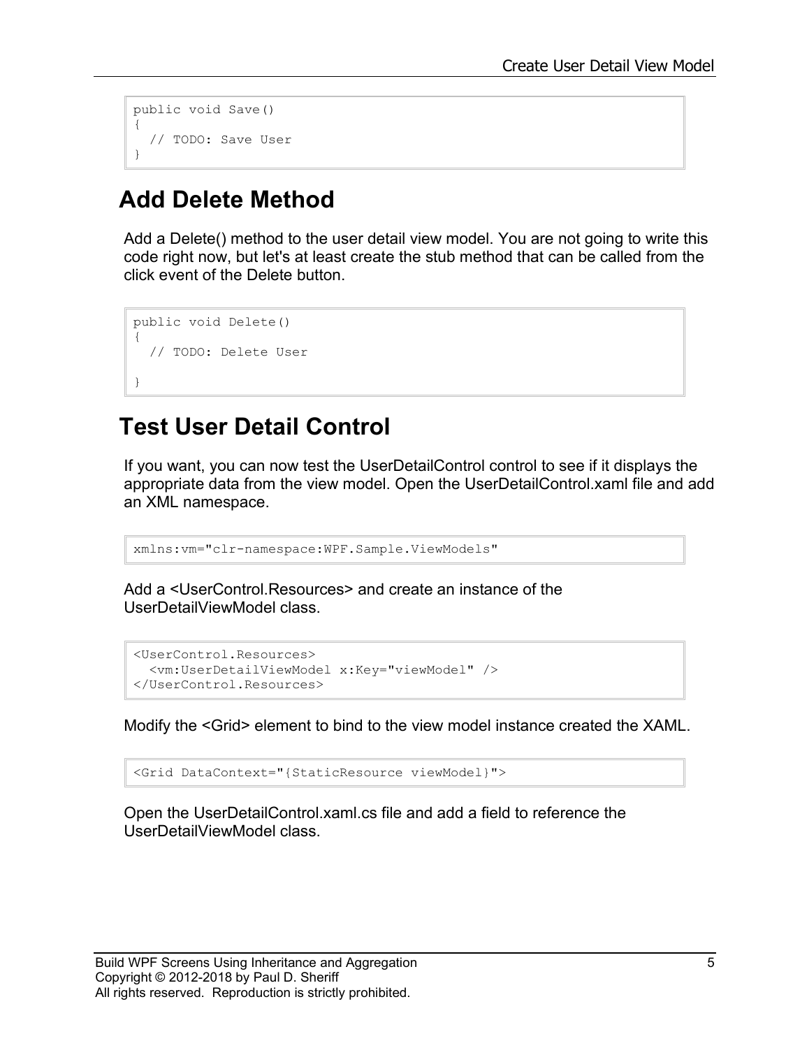```
public void Save()
{
  // TODO: Save User
}
```

## Add Delete Method

Add a Delete() method to the user detail view model. You are not going to write this code right now, but let's at least create the stub method that can be called from the click event of the Delete button.

```
public void Delete()
{
  // TODO: Delete User

}
```

## Test User Detail Control

If you want, you can now test the UserDetailControl control to see if it displays the appropriate data from the view model. Open the UserDetailControl.xaml file and add an XML namespace.

```
xmlns:vm="clr-namespace:WPF.Sample.ViewModels"
```

Add a <UserControl.Resources> and create an instance of the UserDetailViewModel class.

```
<UserControl.Resources>
  <vm:UserDetailViewModel x:Key="viewModel" />
</UserControl.Resources>
```

Modify the <Grid> element to bind to the view model instance created the XAML.

```
<Grid DataContext="{StaticResource viewModel}">
```

Open the UserDetailControl.xaml.cs file and add a field to reference the UserDetailViewModel class.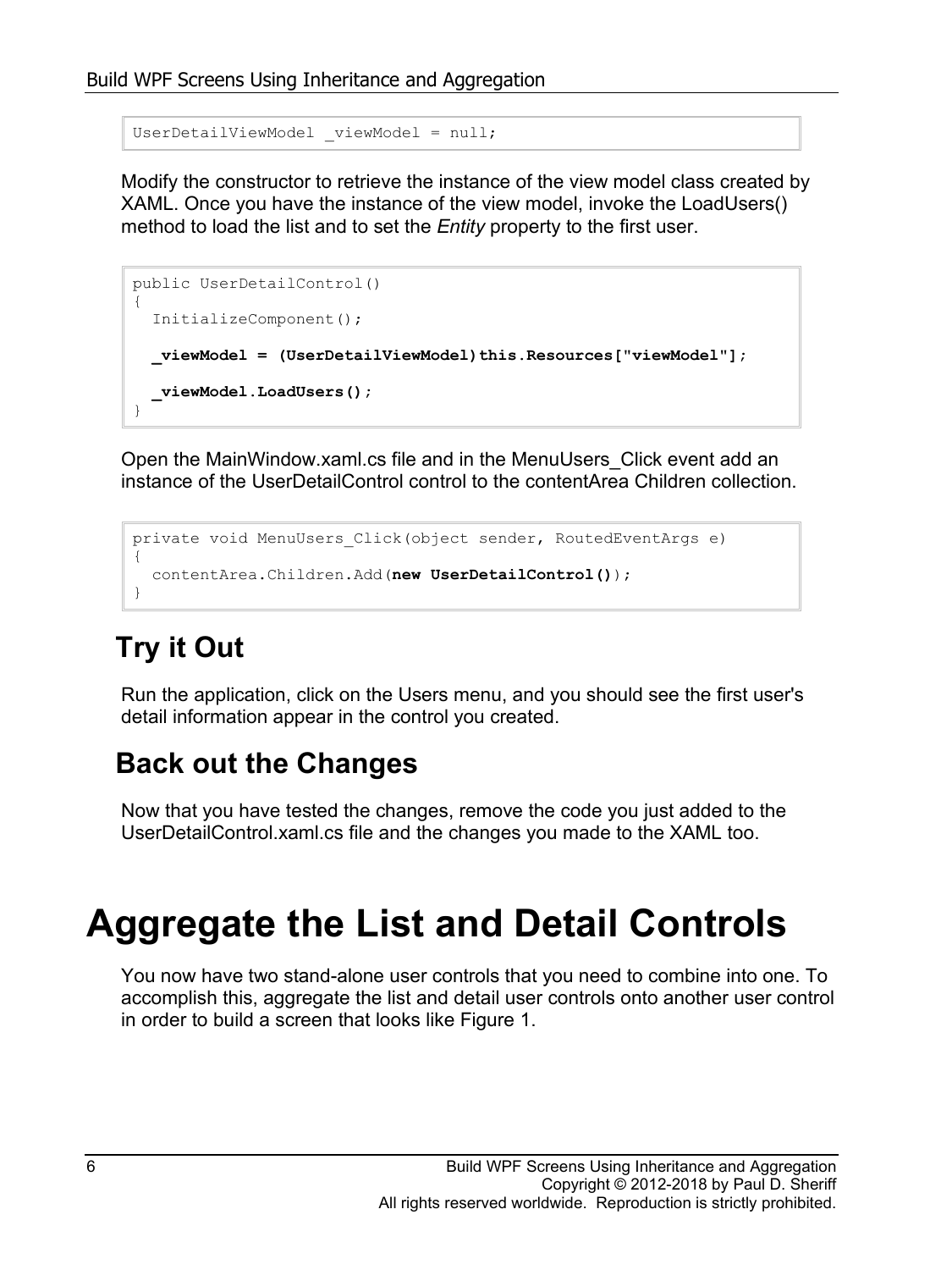```
UserDetailViewModel _viewModel = null;
```

Modify the constructor to retrieve the instance of the view model class created by XAML. Once you have the instance of the view model, invoke the LoadUsers() method to load the list and to set the *Entity* property to the first user.

```
public UserDetailControl()
{
  InitializeComponent();

  _viewModel = (UserDetailViewModel)this.Resources["viewModel"];

  _viewModel.LoadUsers();
}
```

Open the MainWindow.xaml.cs file and in the MenuUsers_Click event add an instance of the UserDetailControl control to the contentArea Children collection.

```
private void MenuUsers_Click(object sender, RoutedEventArgs e)
{
  contentArea.Children.Add(new UserDetailControl());
}
```

## Try it Out

Run the application, click on the Users menu, and you should see the first user's detail information appear in the control you created.

## Back out the Changes

Now that you have tested the changes, remove the code you just added to the UserDetailControl.xaml.cs file and the changes you made to the XAML too.

# Aggregate the List and Detail Controls

You now have two stand-alone user controls that you need to combine into one. To accomplish this, aggregate the list and detail user controls onto another user control in order to build a screen that looks like Figure 1.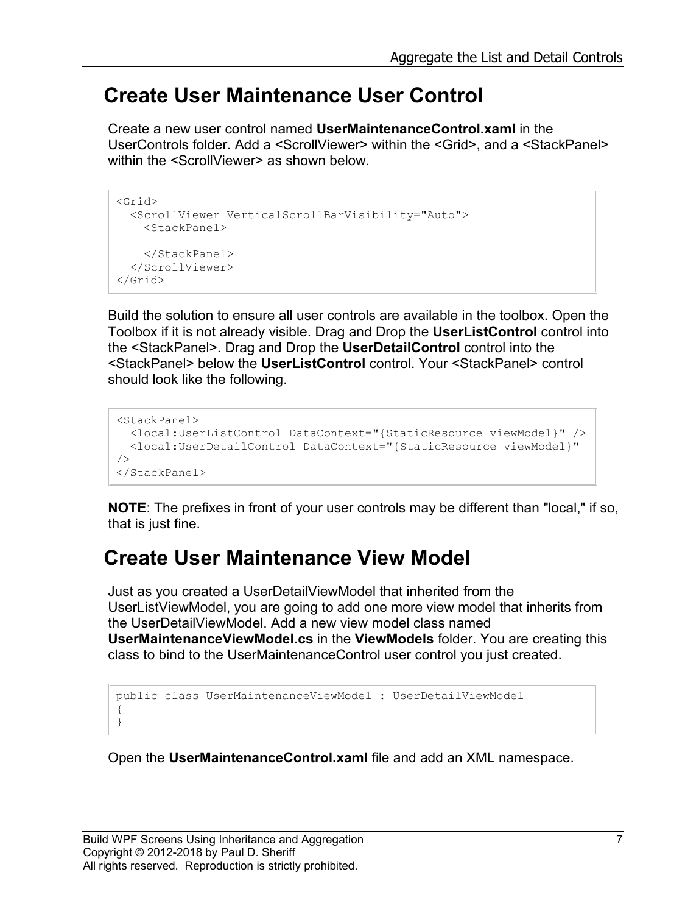## Create User Maintenance User Control

Create a new user control named **UserMaintenanceControl.xaml** in the UserControls folder. Add a <ScrollViewer> within the <Grid>, and a <StackPanel> within the <ScrollViewer> as shown below.

```
<Grid>
  <ScrollViewer VerticalScrollBarVisibility="Auto">
    <StackPanel>

    </StackPanel>
  </ScrollViewer>
</Grid>
```

Build the solution to ensure all user controls are available in the toolbox. Open the Toolbox if it is not already visible. Drag and Drop the **UserListControl** control into the <StackPanel>. Drag and Drop the **UserDetailControl** control into the <StackPanel> below the **UserListControl** control. Your <StackPanel> control should look like the following.

```
<StackPanel>
  <local:UserListControl DataContext="{StaticResource viewModel}" />
  <local:UserDetailControl DataContext="{StaticResource viewModel}"
/>
</StackPanel>
```

**NOTE**: The prefixes in front of your user controls may be different than "local," if so, that is just fine.

## Create User Maintenance View Model

Just as you created a UserDetailViewModel that inherited from the UserListViewModel, you are going to add one more view model that inherits from the UserDetailViewModel. Add a new view model class named **UserMaintenanceViewModel.cs** in the **ViewModels** folder. You are creating this class to bind to the UserMaintenanceControl user control you just created.

```
public class UserMaintenanceViewModel : UserDetailViewModel
{
}
```

Open the **UserMaintenanceControl.xaml** file and add an XML namespace.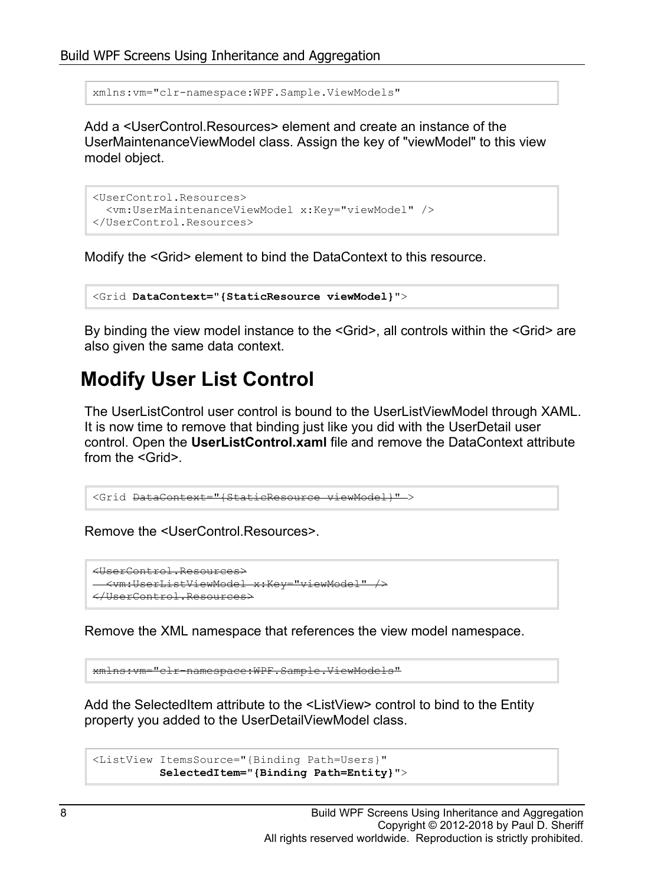```
xmlns:vm="clr-namespace:WPF.Sample.ViewModels"
```

Add a <UserControl.Resources> element and create an instance of the UserMaintenanceViewModel class. Assign the key of "viewModel" to this view model object.

```
<UserControl.Resources>
  <vm:UserMaintenanceViewModel x:Key="viewModel" />
</UserControl.Resources>
```

Modify the <Grid> element to bind the DataContext to this resource.

```
<Grid DataContext="{StaticResource viewModel}">
```

By binding the view model instance to the <Grid>, all controls within the <Grid> are also given the same data context.

## Modify User List Control

The UserListControl user control is bound to the UserListViewModel through XAML. It is now time to remove that binding just like you did with the UserDetail user control. Open the **UserListControl.xaml** file and remove the DataContext attribute from the <Grid>.

```
<Grid DataContext="{StaticResource viewModel}" >
```

Remove the <UserControl.Resources>.

```
<UserControl.Resources>
  <vm:UserListViewModel x:Key="viewModel" />
</UserControl.Resources>
```

Remove the XML namespace that references the view model namespace.

```
xmlns:vm="clr-namespace:WPF.Sample.ViewModels"
```

Add the SelectedItem attribute to the <ListView> control to bind to the Entity property you added to the UserDetailViewModel class.

```
<ListView ItemsSource="{Binding Path=Users}"
          SelectedItem="{Binding Path=Entity}">
```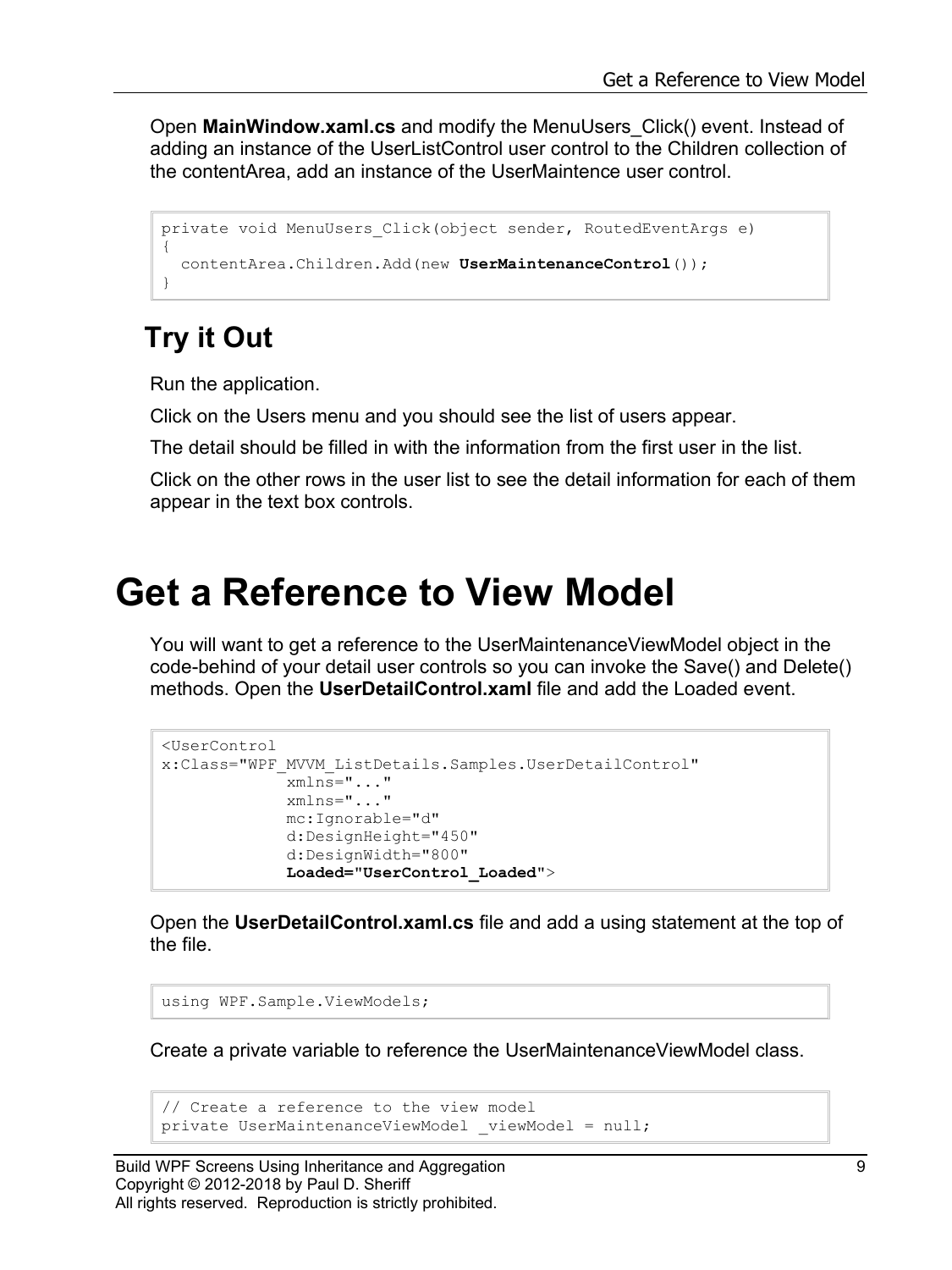Open **MainWindow.xaml.cs** and modify the MenuUsers_Click() event. Instead of adding an instance of the UserListControl user control to the Children collection of the contentArea, add an instance of the UserMaintence user control.

```
private void MenuUsers_Click(object sender, RoutedEventArgs e)
{
  contentArea.Children.Add(new UserMaintenanceControl());
}
```

## Try it Out

Run the application.

Click on the Users menu and you should see the list of users appear.

The detail should be filled in with the information from the first user in the list.

Click on the other rows in the user list to see the detail information for each of them appear in the text box controls.

# Get a Reference to View Model

You will want to get a reference to the UserMaintenanceViewModel object in the code-behind of your detail user controls so you can invoke the Save() and Delete() methods. Open the **UserDetailControl.xaml** file and add the Loaded event.

```
<UserControl
x:Class="WPF_MVVM_ListDetails.Samples.UserDetailControl"
             xmlns="..."
             xmlns="..."
             mc:Ignorable="d"
             d:DesignHeight="450"
             d:DesignWidth="800"
             Loaded="UserControl_Loaded">
```

Open the **UserDetailControl.xaml.cs** file and add a using statement at the top of the file.

```
using WPF.Sample.ViewModels;
```

Create a private variable to reference the UserMaintenanceViewModel class.

```
// Create a reference to the view model
private UserMaintenanceViewModel _viewModel = null;
```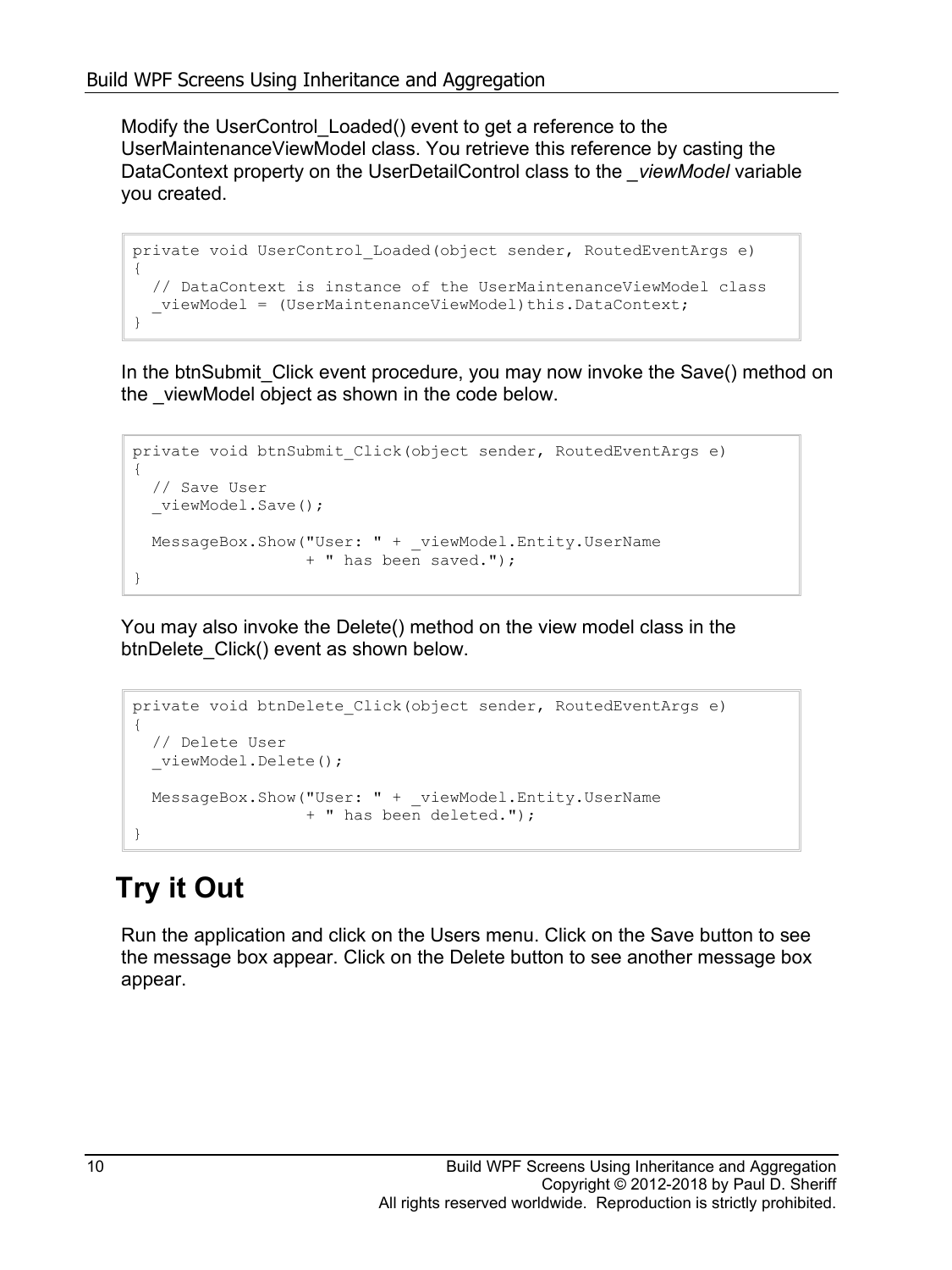Modify the UserControl_Loaded() event to get a reference to the UserMaintenanceViewModel class. You retrieve this reference by casting the DataContext property on the UserDetailControl class to the *_viewModel* variable you created.

```
private void UserControl_Loaded(object sender, RoutedEventArgs e)
{
  // DataContext is instance of the UserMaintenanceViewModel class
  _viewModel = (UserMaintenanceViewModel)this.DataContext;
}
```

In the btnSubmit_Click event procedure, you may now invoke the Save() method on the _viewModel object as shown in the code below.

```
private void btnSubmit_Click(object sender, RoutedEventArgs e)
{
  // Save User
  _viewModel.Save();

  MessageBox.Show("User: " + _viewModel.Entity.UserName
                  + " has been saved.");
}
```

You may also invoke the Delete() method on the view model class in the btnDelete_Click() event as shown below.

```
private void btnDelete_Click(object sender, RoutedEventArgs e)
{
  // Delete User
  _viewModel.Delete();

  MessageBox.Show("User: " + _viewModel.Entity.UserName
                  + " has been deleted.");
}
```

## Try it Out

Run the application and click on the Users menu. Click on the Save button to see the message box appear. Click on the Delete button to see another message box appear.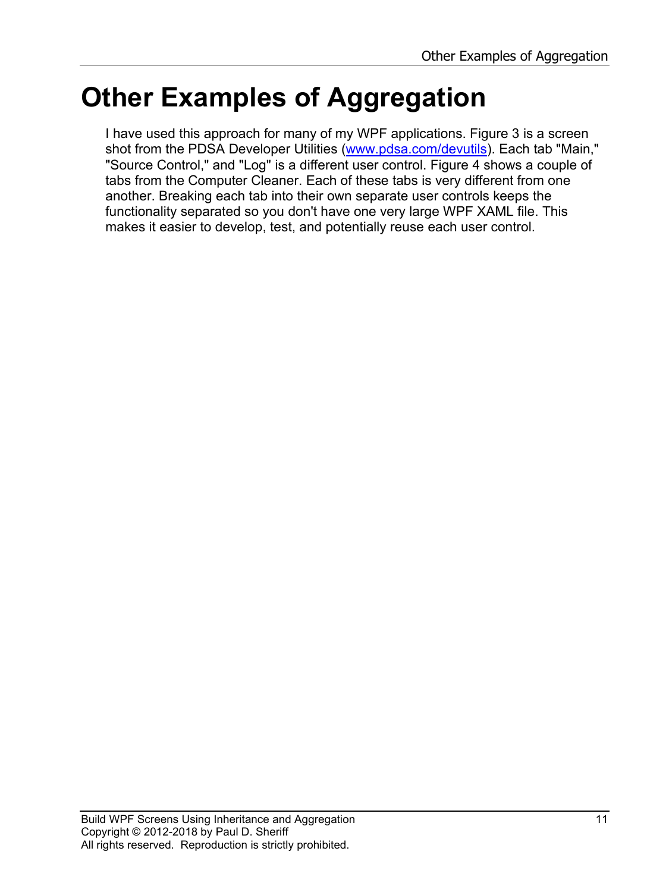# Other Examples of Aggregation

I have used this approach for many of my WPF applications. Figure 3 is a screen shot from the PDSA Developer Utilities ([www.pdsa.com/devutils](www.pdsa.com/devutils)). Each tab "Main," "Source Control," and "Log" is a different user control. Figure 4 shows a couple of tabs from the Computer Cleaner. Each of these tabs is very different from one another. Breaking each tab into their own separate user controls keeps the functionality separated so you don't have one very large WPF XAML file. This makes it easier to develop, test, and potentially reuse each user control.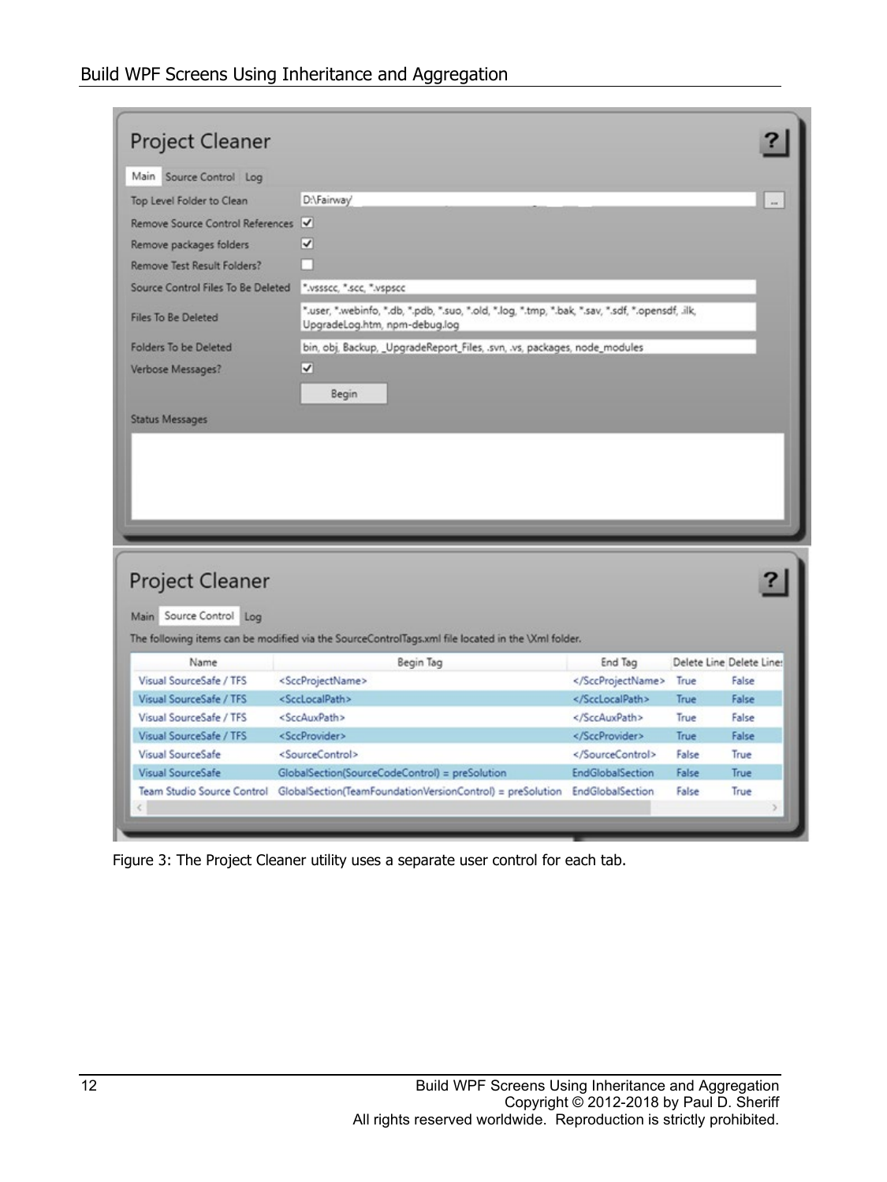Figure 3: The Project Cleaner utility uses a separate user control for each tab.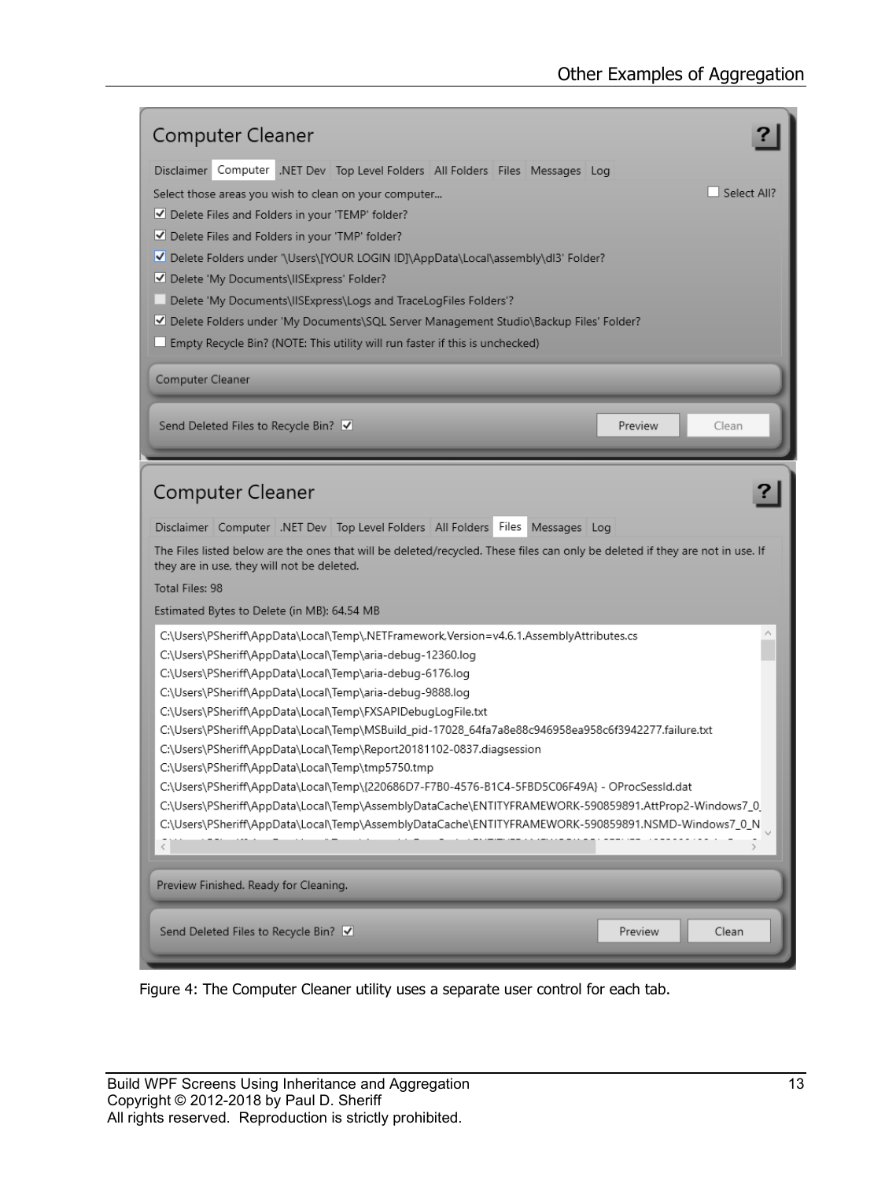Figure 4: The Computer Cleaner utility uses a separate user control for each tab.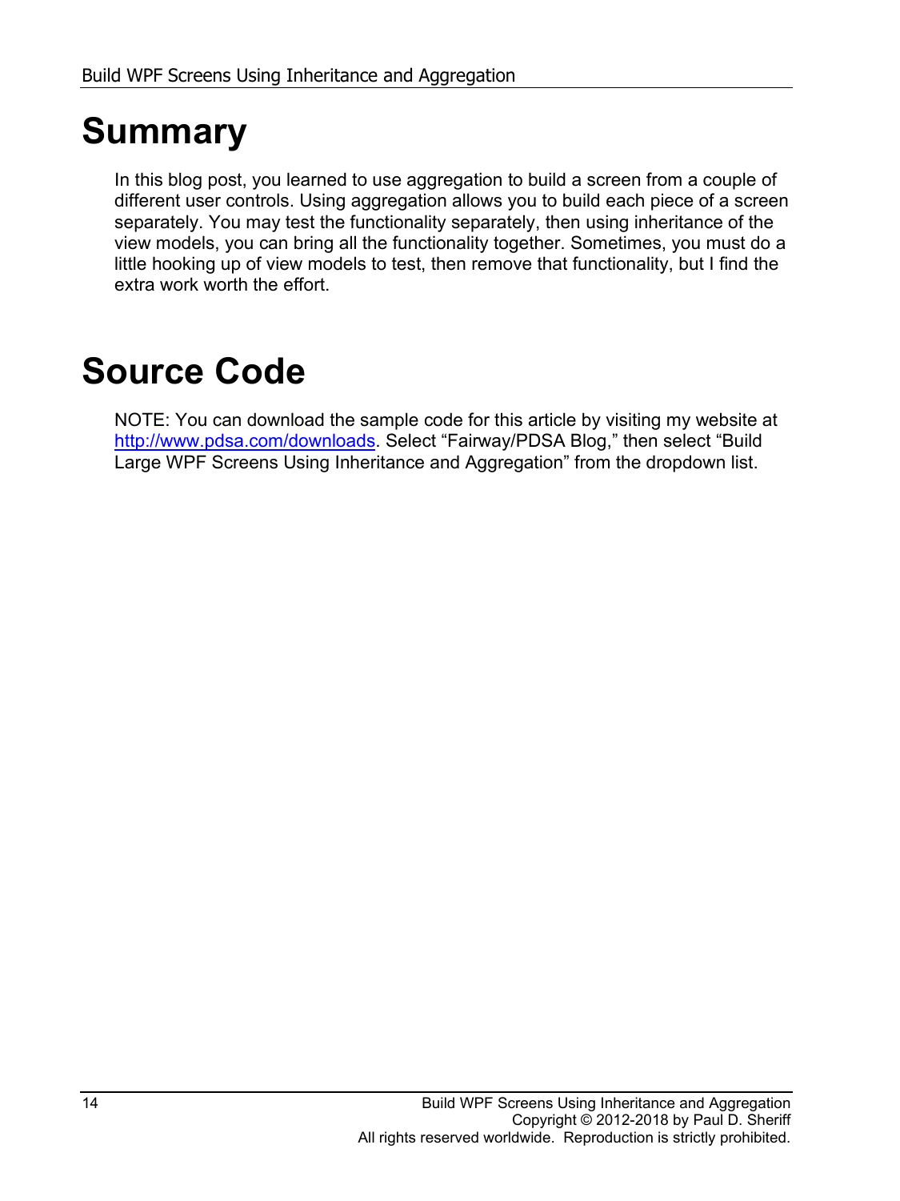# Summary

In this blog post, you learned to use aggregation to build a screen from a couple of different user controls. Using aggregation allows you to build each piece of a screen separately. You may test the functionality separately, then using inheritance of the view models, you can bring all the functionality together. Sometimes, you must do a little hooking up of view models to test, then remove that functionality, but I find the extra work worth the effort.

# Source Code

NOTE: You can download the sample code for this article by visiting my website at http://www.pdsa.com/downloads. Select “Fairway/PDSA Blog,” then select “Build Large WPF Screens Using Inheritance and Aggregation” from the dropdown list.